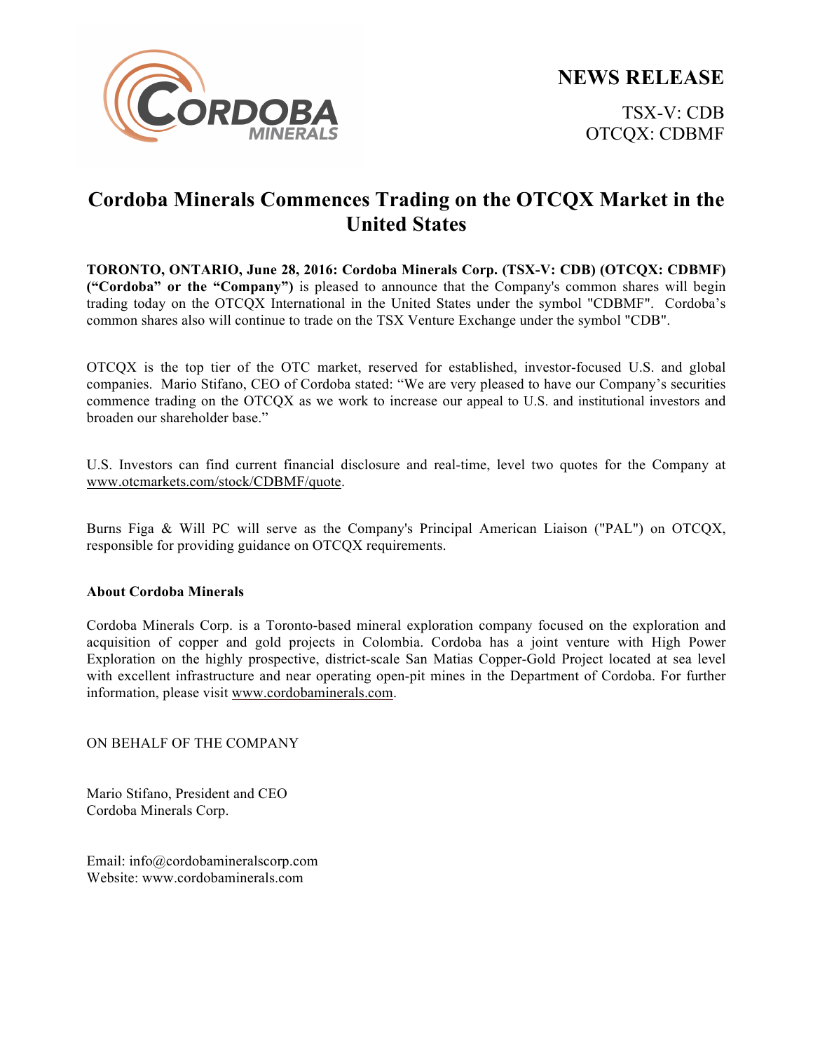**NEWS RELEASE**

TSX-V: CDB
OTCQX: CDBMF

# Cordoba Minerals Commences Trading on the OTCQX Market in the United States

**TORONTO, ONTARIO, June 28, 2016: Cordoba Minerals Corp. (TSX-V: CDB) (OTCQX: CDBMF) ("Cordoba" or the "Company")** is pleased to announce that the Company's common shares will begin trading today on the OTCQX International in the United States under the symbol "CDBMF". Cordoba's common shares also will continue to trade on the TSX Venture Exchange under the symbol "CDB".

OTCQX is the top tier of the OTC market, reserved for established, investor-focused U.S. and global companies. Mario Stifano, CEO of Cordoba stated: "We are very pleased to have our Company's securities commence trading on the OTCQX as we work to increase our appeal to U.S. and institutional investors and broaden our shareholder base."

U.S. Investors can find current financial disclosure and real-time, level two quotes for the Company at www.otcmarkets.com/stock/CDBMF/quote.

Burns Figa & Will PC will serve as the Company's Principal American Liaison ("PAL") on OTCQX, responsible for providing guidance on OTCQX requirements.

**About Cordoba Minerals**

Cordoba Minerals Corp. is a Toronto-based mineral exploration company focused on the exploration and acquisition of copper and gold projects in Colombia. Cordoba has a joint venture with High Power Exploration on the highly prospective, district-scale San Matias Copper-Gold Project located at sea level with excellent infrastructure and near operating open-pit mines in the Department of Cordoba. For further information, please visit www.cordobaminerals.com.

ON BEHALF OF THE COMPANY

Mario Stifano, President and CEO
Cordoba Minerals Corp.

Email: info@cordobamineralscorp.com
Website: www.cordobaminerals.com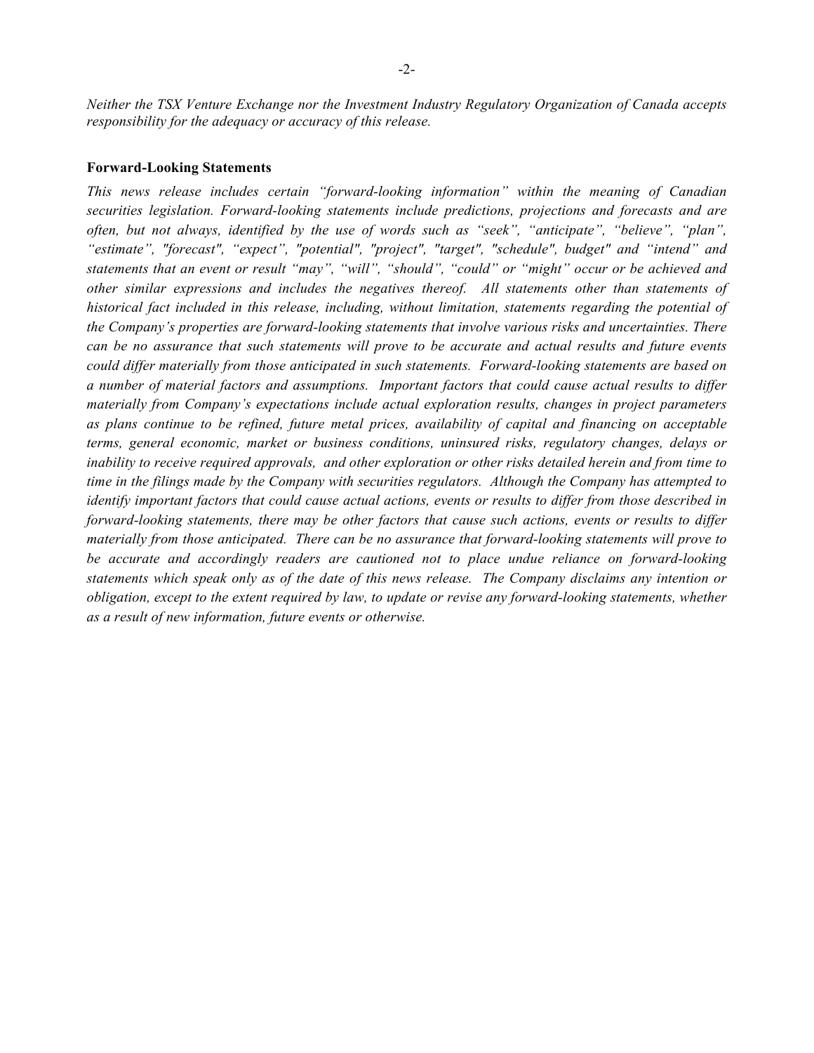*Neither the TSX Venture Exchange nor the Investment Industry Regulatory Organization of Canada accepts responsibility for the adequacy or accuracy of this release.*

**Forward-Looking Statements**

*This news release includes certain "forward-looking information" within the meaning of Canadian securities legislation. Forward-looking statements include predictions, projections and forecasts and are often, but not always, identified by the use of words such as "seek", "anticipate", "believe", "plan", "estimate", "forecast", "expect", "potential", "project", "target", "schedule", budget" and "intend" and statements that an event or result "may", "will", "should", "could" or "might" occur or be achieved and other similar expressions and includes the negatives thereof. All statements other than statements of historical fact included in this release, including, without limitation, statements regarding the potential of the Company's properties are forward-looking statements that involve various risks and uncertainties. There can be no assurance that such statements will prove to be accurate and actual results and future events could differ materially from those anticipated in such statements. Forward-looking statements are based on a number of material factors and assumptions. Important factors that could cause actual results to differ materially from Company's expectations include actual exploration results, changes in project parameters as plans continue to be refined, future metal prices, availability of capital and financing on acceptable terms, general economic, market or business conditions, uninsured risks, regulatory changes, delays or inability to receive required approvals, and other exploration or other risks detailed herein and from time to time in the filings made by the Company with securities regulators. Although the Company has attempted to identify important factors that could cause actual actions, events or results to differ from those described in forward-looking statements, there may be other factors that cause such actions, events or results to differ materially from those anticipated. There can be no assurance that forward-looking statements will prove to be accurate and accordingly readers are cautioned not to place undue reliance on forward-looking statements which speak only as of the date of this news release. The Company disclaims any intention or obligation, except to the extent required by law, to update or revise any forward-looking statements, whether as a result of new information, future events or otherwise.*